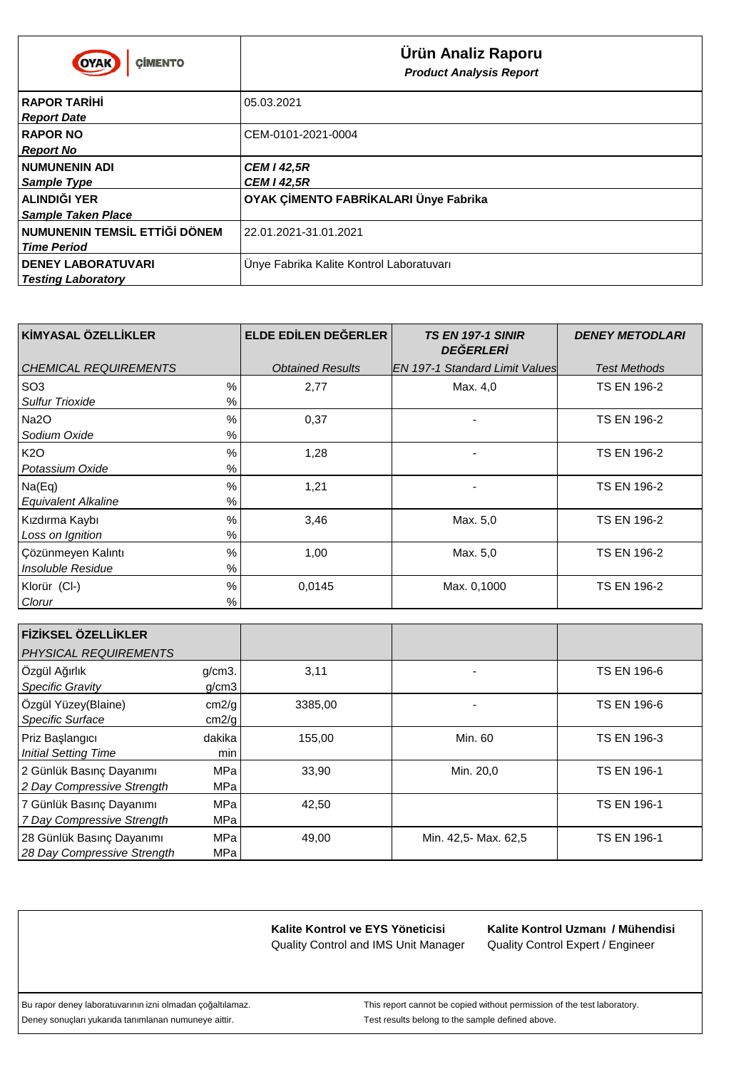OYAK ÇİMENTO

# Ürün Analiz Raporu
***Product Analysis Report***

| | |
|---|---|
| **RAPOR TARİHİ** *Report Date* | 05.03.2021 |
| **RAPOR NO** *Report No* | CEM-0101-2021-0004 |
| **NUMUNENIN ADI** *Sample Type* | ***CEM I 42,5R*** ***CEM I 42,5R*** |
| **ALINDIĞI YER** *Sample Taken Place* | **OYAK ÇİMENTO FABRİKALARI Ünye Fabrika** |
| **NUMUNENIN TEMSİL ETTİĞİ DÖNEM** *Time Period* | 22.01.2021-31.01.2021 |
| **DENEY LABORATUVARI** *Testing Laboratory* | Ünye Fabrika Kalite Kontrol Laboratuvarı |

| **KİMYASAL ÖZELLİKLER** *CHEMICAL REQUIREMENTS* | | **ELDE EDİLEN DEĞERLER** *Obtained Results* | ***TS EN 197-1 SINIR DEĞERLERİ*** *EN 197-1 Standard Limit Values* | ***DENEY METODLARI*** *Test Methods* |
|---|---|---|---|---|
| $SO_3$ *Sulfur Trioxide* | % % | 2,77 | Max. 4,0 | TS EN 196-2 |
| $Na_2O$ *Sodium Oxide* | % % | 0,37 | - | TS EN 196-2 |
| $K_2O$ *Potassium Oxide* | % % | 1,28 | - | TS EN 196-2 |
| Na(Eq) *Equivalent Alkaline* | % % | 1,21 | - | TS EN 196-2 |
| Kızdırma Kaybı *Loss on Ignition* | % % | 3,46 | Max. 5,0 | TS EN 196-2 |
| Çözünmeyen Kalıntı *Insoluble Residue* | % % | 1,00 | Max. 5,0 | TS EN 196-2 |
| Klorür (Cl-) *Clorur* | % % | 0,0145 | Max. 0,1000 | TS EN 196-2 |

| **FİZİKSEL ÖZELLİKLER** *PHYSICAL REQUIREMENTS* | | | | |
|---|---|---|---|---|
| Özgül Ağırlık *Specific Gravity* | g/cm3. g/cm3 | 3,11 | - | TS EN 196-6 |
| Özgül Yüzey(Blaine) *Specific Surface* | cm2/g cm2/g | 3385,00 | - | TS EN 196-6 |
| Priz Başlangıcı *Initial Setting Time* | dakika min | 155,00 | Min. 60 | TS EN 196-3 |
| 2 Günlük Basınç Dayanımı *2 Day Compressive Strength* | MPa MPa | 33,90 | Min. 20,0 | TS EN 196-1 |
| 7 Günlük Basınç Dayanımı *7 Day Compressive Strength* | MPa MPa | 42,50 | | TS EN 196-1 |
| 28 Günlük Basınç Dayanımı *28 Day Compressive Strength* | MPa MPa | 49,00 | Min. 42,5- Max. 62,5 | TS EN 196-1 |

**Kalite Kontrol ve EYS Yöneticisi**
Quality Control and IMS Unit Manager

**Kalite Kontrol Uzmanı / Mühendisi**
Quality Control Expert / Engineer

Bu rapor deney laboratuvarının izni olmadan çoğaltılamaz.
Deney sonuçları yukarıda tanımlanan numuneye aittir.

This report cannot be copied without permission of the test laboratory.
Test results belong to the sample defined above.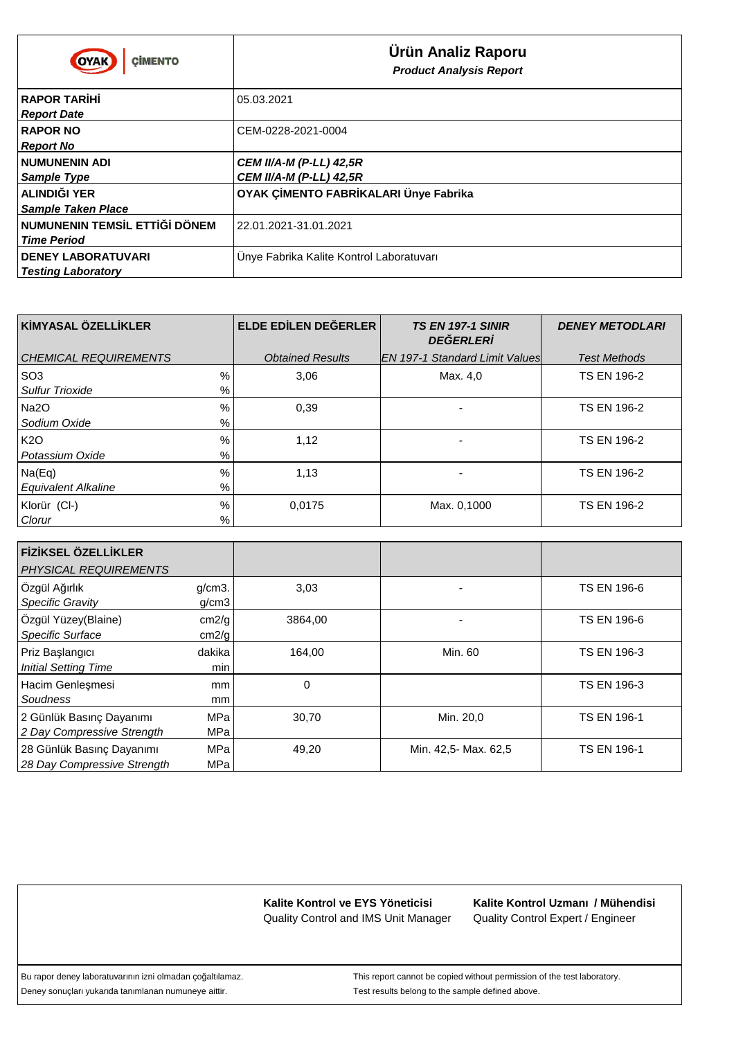OYAK ÇİMENTO

# Ürün Analiz Raporu

***Product Analysis Report***

| | |
|---|---|
| **RAPOR TARİHİ** *Report Date* | 05.03.2021 |
| **RAPOR NO** *Report No* | CEM-0228-2021-0004 |
| **NUMUNENIN ADI** *Sample Type* | ***CEM II/A-M (P-LL) 42,5R*** ***CEM II/A-M (P-LL) 42,5R*** |
| **ALINDIĞI YER** *Sample Taken Place* | **OYAK ÇİMENTO FABRİKALARI Ünye Fabrika** |
| **NUMUNENIN TEMSİL ETTİĞİ DÖNEM** *Time Period* | 22.01.2021-31.01.2021 |
| **DENEY LABORATUVARI** *Testing Laboratory* | Ünye Fabrika Kalite Kontrol Laboratuvarı |

| **KİMYASAL ÖZELLİKLER** *CHEMICAL REQUIREMENTS* | | **ELDE EDİLEN DEĞERLER** *Obtained Results* | ***TS EN 197-1 SINIR DEĞERLERİ*** *EN 197-1 Standard Limit Values* | ***DENEY METODLARI*** *Test Methods* |
|---|---|---|---|---|
| $SO_3$ *Sulfur Trioxide* | % % | 3,06 | Max. 4,0 | TS EN 196-2 |
| $Na_2O$ *Sodium Oxide* | % % | 0,39 | - | TS EN 196-2 |
| $K_2O$ *Potassium Oxide* | % % | 1,12 | - | TS EN 196-2 |
| Na(Eq) *Equivalent Alkaline* | % % | 1,13 | - | TS EN 196-2 |
| Klorür ($Cl^-$) *Clorur* | % % | 0,0175 | Max. 0,1000 | TS EN 196-2 |

| **FİZİKSEL ÖZELLİKLER** *PHYSICAL REQUIREMENTS* | | | | |
|---|---|---|---|---|
| Özgül Ağırlık *Specific Gravity* | g/cm3. g/cm3 | 3,03 | - | TS EN 196-6 |
| Özgül Yüzey(Blaine) *Specific Surface* | cm2/g cm2/g | 3864,00 | - | TS EN 196-6 |
| Priz Başlangıcı *Initial Setting Time* | dakika min | 164,00 | Min. 60 | TS EN 196-3 |
| Hacim Genleşmesi *Soudness* | mm mm | 0 | | TS EN 196-3 |
| 2 Günlük Basınç Dayanımı *2 Day Compressive Strength* | MPa MPa | 30,70 | Min. 20,0 | TS EN 196-1 |
| 28 Günlük Basınç Dayanımı *28 Day Compressive Strength* | MPa MPa | 49,20 | Min. 42,5- Max. 62,5 | TS EN 196-1 |

| **Kalite Kontrol ve EYS Yöneticisi** Quality Control and IMS Unit Manager | **Kalite Kontrol Uzmanı / Mühendisi** Quality Control Expert / Engineer |
|---|---|

Bu rapor deney laboratuvarının izni olmadan çoğaltılamaz.
Deney sonuçları yukarıda tanımlanan numuneye aittir.

This report cannot be copied without permission of the test laboratory.
Test results belong to the sample defined above.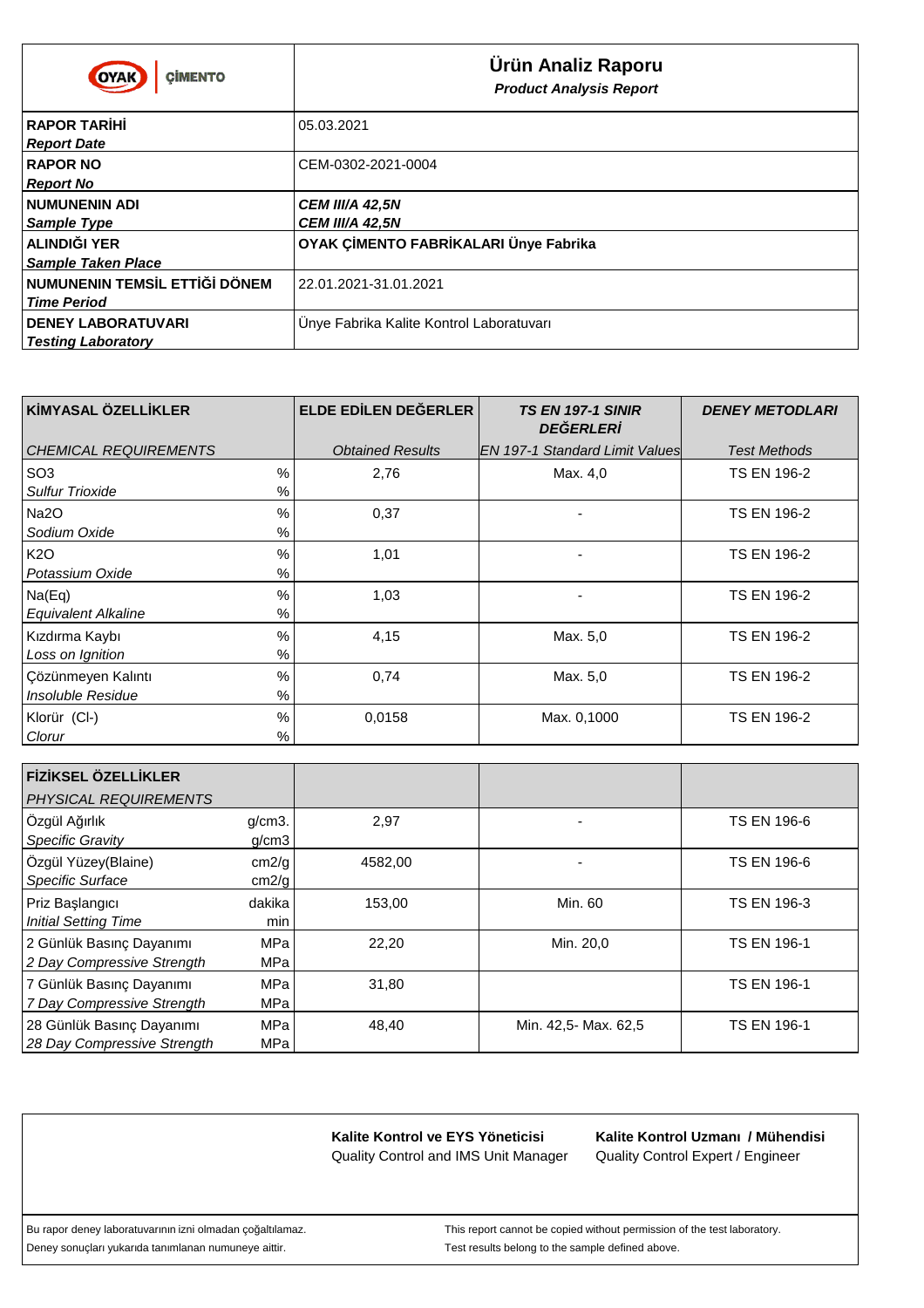| OYAK ÇİMENTO | **Ürün Analiz Raporu** / ***Product Analysis Report*** |
|---|---|
| **RAPOR TARİHİ** / ***Report Date*** | 05.03.2021 |
| **RAPOR NO** / ***Report No*** | CEM-0302-2021-0004 |
| **NUMUNENIN ADI** / ***Sample Type*** | ***CEM III/A 42,5N*** / ***CEM III/A 42,5N*** |
| **ALINDIĞI YER** / ***Sample Taken Place*** | **OYAK ÇİMENTO FABRİKALARI Ünye Fabrika** |
| **NUMUNENIN TEMSİL ETTİĞİ DÖNEM** / ***Time Period*** | 22.01.2021-31.01.2021 |
| **DENEY LABORATUVARI** / ***Testing Laboratory*** | Ünye Fabrika Kalite Kontrol Laboratuvarı |

| **KİMYASAL ÖZELLİKLER** / *CHEMICAL REQUIREMENTS* | | **ELDE EDİLEN DEĞERLER** / *Obtained Results* | ***TS EN 197-1 SINIR DEĞERLERİ*** / *EN 197-1 Standard Limit Values* | ***DENEY METODLARI*** / *Test Methods* |
|---|---|---|---|---|
| $SO_3$ / *Sulfur Trioxide* | % | 2,76 | Max. 4,0 | TS EN 196-2 |
| $Na_2O$ / *Sodium Oxide* | % | 0,37 | - | TS EN 196-2 |
| $K_2O$ / *Potassium Oxide* | % | 1,01 | - | TS EN 196-2 |
| Na(Eq) / *Equivalent Alkaline* | % | 1,03 | - | TS EN 196-2 |
| Kızdırma Kaybı / *Loss on Ignition* | % | 4,15 | Max. 5,0 | TS EN 196-2 |
| Çözünmeyen Kalıntı / *Insoluble Residue* | % | 0,74 | Max. 5,0 | TS EN 196-2 |
| Klorür ($Cl^-$) / *Clorur* | % | 0,0158 | Max. 0,1000 | TS EN 196-2 |

| **FİZİKSEL ÖZELLİKLER** / *PHYSICAL REQUIREMENTS* | | | | |
|---|---|---|---|---|
| Özgül Ağırlık / *Specific Gravity* | g/cm3. / g/cm3 | 2,97 | - | TS EN 196-6 |
| Özgül Yüzey(Blaine) / *Specific Surface* | cm2/g | 4582,00 | - | TS EN 196-6 |
| Priz Başlangıcı / *Initial Setting Time* | dakika / min | 153,00 | Min. 60 | TS EN 196-3 |
| 2 Günlük Basınç Dayanımı / *2 Day Compressive Strength* | MPa | 22,20 | Min. 20,0 | TS EN 196-1 |
| 7 Günlük Basınç Dayanımı / *7 Day Compressive Strength* | MPa | 31,80 | | TS EN 196-1 |
| 28 Günlük Basınç Dayanımı / *28 Day Compressive Strength* | MPa | 48,40 | Min. 42,5- Max. 62,5 | TS EN 196-1 |

**Kalite Kontrol ve EYS Yöneticisi**
Quality Control and IMS Unit Manager

**Kalite Kontrol Uzmanı / Mühendisi**
Quality Control Expert / Engineer

Bu rapor deney laboratuvarının izni olmadan çoğaltılamaz.
Deney sonuçları yukarıda tanımlanan numuneye aittir.

This report cannot be copied without permission of the test laboratory.
Test results belong to the sample defined above.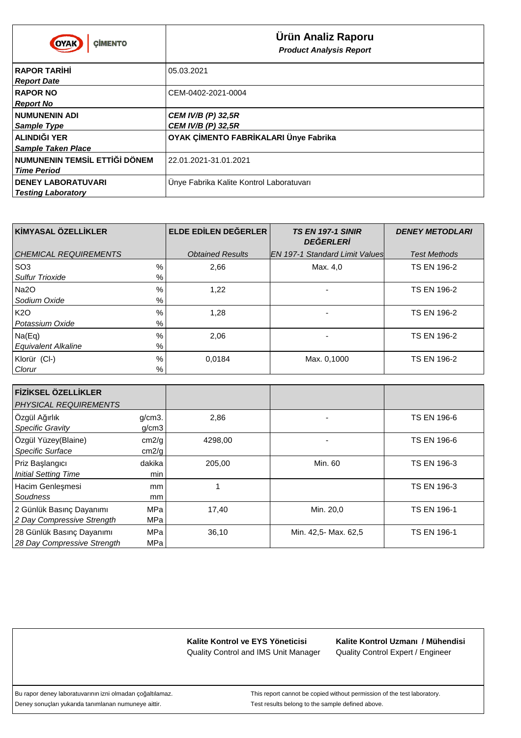OYAK ÇİMENTO

# Ürün Analiz Raporu

***Product Analysis Report***

| | |
|---|---|
| **RAPOR TARİHİ** *Report Date* | 05.03.2021 |
| **RAPOR NO** *Report No* | CEM-0402-2021-0004 |
| **NUMUNENIN ADI** *Sample Type* | ***CEM IV/B (P) 32,5R*** ***CEM IV/B (P) 32,5R*** |
| **ALINDIĞI YER** *Sample Taken Place* | **OYAK ÇİMENTO FABRİKALARI Ünye Fabrika** |
| **NUMUNENIN TEMSİL ETTİĞİ DÖNEM** *Time Period* | 22.01.2021-31.01.2021 |
| **DENEY LABORATUVARI** *Testing Laboratory* | Ünye Fabrika Kalite Kontrol Laboratuvarı |

| **KİMYASAL ÖZELLİKLER** *CHEMICAL REQUIREMENTS* | | **ELDE EDİLEN DEĞERLER** *Obtained Results* | ***TS EN 197-1 SINIR DEĞERLERİ*** *EN 197-1 Standard Limit Values* | ***DENEY METODLARI*** *Test Methods* |
|---|---|---|---|---|
| $SO_3$ *Sulfur Trioxide* | % % | 2,66 | Max. 4,0 | TS EN 196-2 |
| $Na_2O$ *Sodium Oxide* | % % | 1,22 | - | TS EN 196-2 |
| $K_2O$ *Potassium Oxide* | % % | 1,28 | - | TS EN 196-2 |
| Na(Eq) *Equivalent Alkaline* | % % | 2,06 | - | TS EN 196-2 |
| Klorür ($Cl^-$) *Clorur* | % % | 0,0184 | Max. 0,1000 | TS EN 196-2 |

| **FİZİKSEL ÖZELLİKLER** *PHYSICAL REQUIREMENTS* | | | | |
|---|---|---|---|---|
| Özgül Ağırlık *Specific Gravity* | g/cm3. g/cm3 | 2,86 | - | TS EN 196-6 |
| Özgül Yüzey(Blaine) *Specific Surface* | cm2/g cm2/g | 4298,00 | - | TS EN 196-6 |
| Priz Başlangıcı *Initial Setting Time* | dakika min | 205,00 | Min. 60 | TS EN 196-3 |
| Hacim Genleşmesi *Soudness* | mm mm | 1 | | TS EN 196-3 |
| 2 Günlük Basınç Dayanımı *2 Day Compressive Strength* | MPa MPa | 17,40 | Min. 20,0 | TS EN 196-1 |
| 28 Günlük Basınç Dayanımı *28 Day Compressive Strength* | MPa MPa | 36,10 | Min. 42,5- Max. 62,5 | TS EN 196-1 |

**Kalite Kontrol ve EYS Yöneticisi**
Quality Control and IMS Unit Manager

**Kalite Kontrol Uzmanı / Mühendisi**
Quality Control Expert / Engineer

Bu rapor deney laboratuvarının izni olmadan çoğaltılamaz.
Deney sonuçları yukarıda tanımlanan numuneye aittir.

This report cannot be copied without permission of the test laboratory.
Test results belong to the sample defined above.